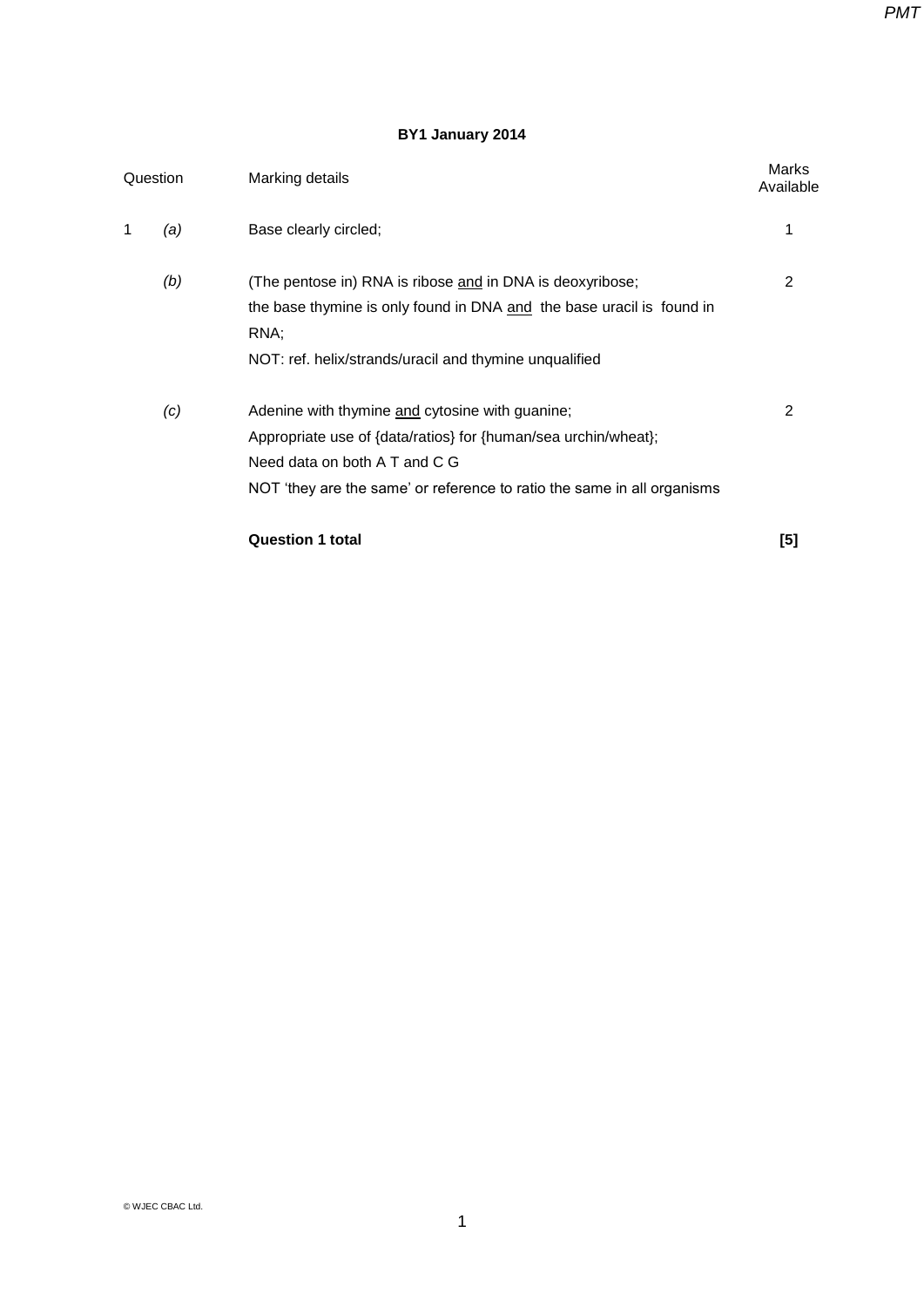## BY1 January 2014

| Question | | Marking details | Marks Available |
|---|---|---|---|
| 1 | *(a)* | Base clearly circled; | 1 |
| | *(b)* | (The pentose in) RNA is ribose <u>and</u> in DNA is deoxyribose;<br>the base thymine is only found in DNA <u>and</u> the base uracil is found in RNA;<br>NOT: ref. helix/strands/uracil and thymine unqualified | 2 |
| | *(c)* | Adenine with thymine <u>and</u> cytosine with guanine;<br>Appropriate use of {data/ratios} for {human/sea urchin/wheat};<br>Need data on both A T and C G<br>NOT 'they are the same' or reference to ratio the same in all organisms | 2 |
| | | **Question 1 total** | **[5]** |

© WJEC CBAC Ltd.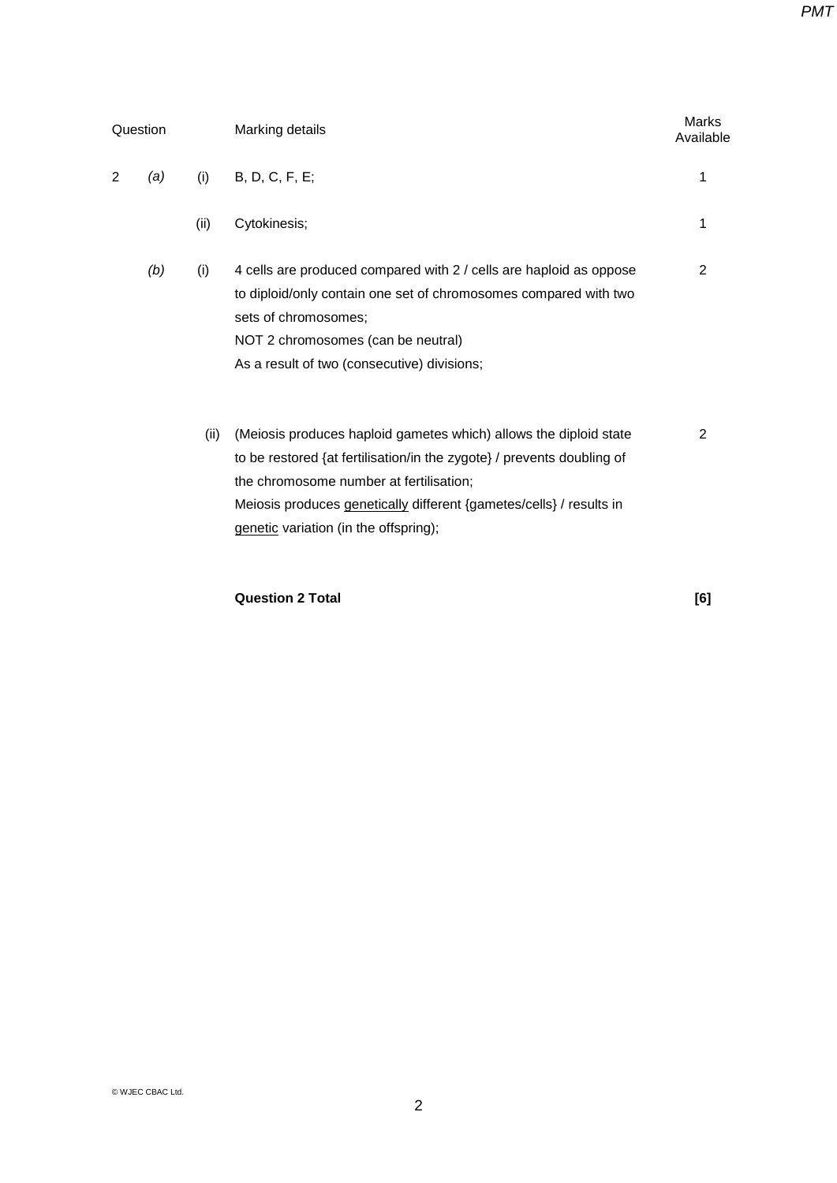| Question | | | Marking details | Marks Available |
|---|---|---|---|---|
| 2 | *(a)* | (i) | B, D, C, F, E; | 1 |
| | | (ii) | Cytokinesis; | 1 |
| | *(b)* | (i) | 4 cells are produced compared with 2 / cells are haploid as oppose to diploid/only contain one set of chromosomes compared with two sets of chromosomes;<br>NOT 2 chromosomes (can be neutral)<br>As a result of two (consecutive) divisions; | 2 |
| | | (ii) | (Meiosis produces haploid gametes which) allows the diploid state to be restored {at fertilisation/in the zygote} / prevents doubling of the chromosome number at fertilisation;<br>Meiosis produces genetically different {gametes/cells} / results in genetic variation (in the offspring); | 2 |
| | | | **Question 2 Total** | **[6]** |

© WJEC CBAC Ltd.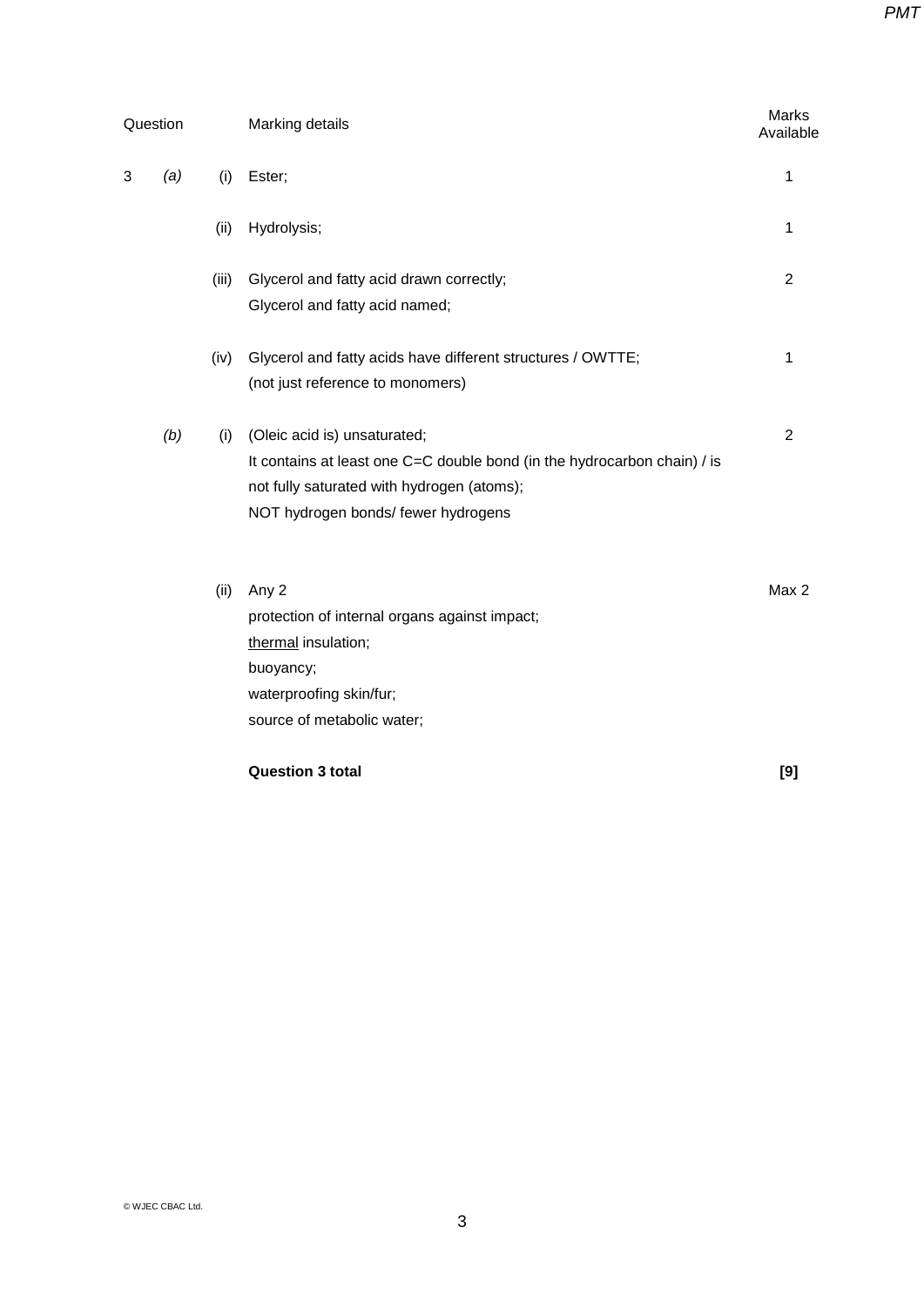| Question | | | Marking details | Marks Available |
|---|---|---|---|---|
| 3 | *(a)* | (i) | Ester; | 1 |
| | | (ii) | Hydrolysis; | 1 |
| | | (iii) | Glycerol and fatty acid drawn correctly;<br>Glycerol and fatty acid named; | 2 |
| | | (iv) | Glycerol and fatty acids have different structures / OWTTE;<br>(not just reference to monomers) | 1 |
| | *(b)* | (i) | (Oleic acid is) unsaturated;<br>It contains at least one C=C double bond (in the hydrocarbon chain) / is not fully saturated with hydrogen (atoms);<br>NOT hydrogen bonds/ fewer hydrogens | 2 |
| | | (ii) | Any 2<br>protection of internal organs against impact;<br><u>thermal</u> insulation;<br>buoyancy;<br>waterproofing skin/fur;<br>source of metabolic water; | Max 2 |
| | | | **Question 3 total** | **[9]** |

© WJEC CBAC Ltd.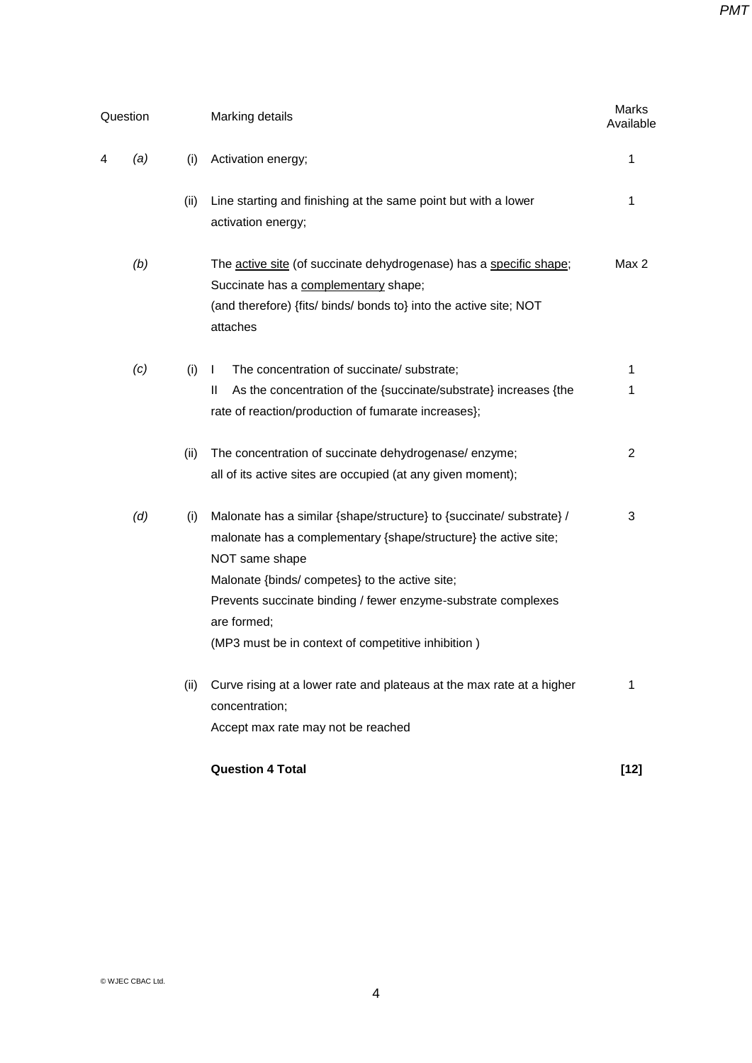| Question | | | Marking details | Marks Available |
|---|---|---|---|---|
| 4 | *(a)* | (i) | Activation energy; | 1 |
| | | (ii) | Line starting and finishing at the same point but with a lower activation energy; | 1 |
| | *(b)* | | The <u>active site</u> (of succinate dehydrogenase) has a <u>specific shape</u>;<br>Succinate has a <u>complementary</u> shape;<br>(and therefore) {fits/ binds/ bonds to} into the active site; NOT attaches | Max 2 |
| | *(c)* | (i) | I The concentration of succinate/ substrate;<br>II As the concentration of the {succinate/substrate} increases {the rate of reaction/production of fumarate increases}; | 1<br>1 |
| | | (ii) | The concentration of succinate dehydrogenase/ enzyme;<br>all of its active sites are occupied (at any given moment); | 2 |
| | *(d)* | (i) | Malonate has a similar {shape/structure} to {succinate/ substrate} / malonate has a complementary {shape/structure} the active site;<br>NOT same shape<br>Malonate {binds/ competes} to the active site;<br>Prevents succinate binding / fewer enzyme-substrate complexes are formed;<br>(MP3 must be in context of competitive inhibition ) | 3 |
| | | (ii) | Curve rising at a lower rate and plateaus at the max rate at a higher concentration;<br>Accept max rate may not be reached | 1 |
| | | | **Question 4 Total** | **[12]** |

© WJEC CBAC Ltd.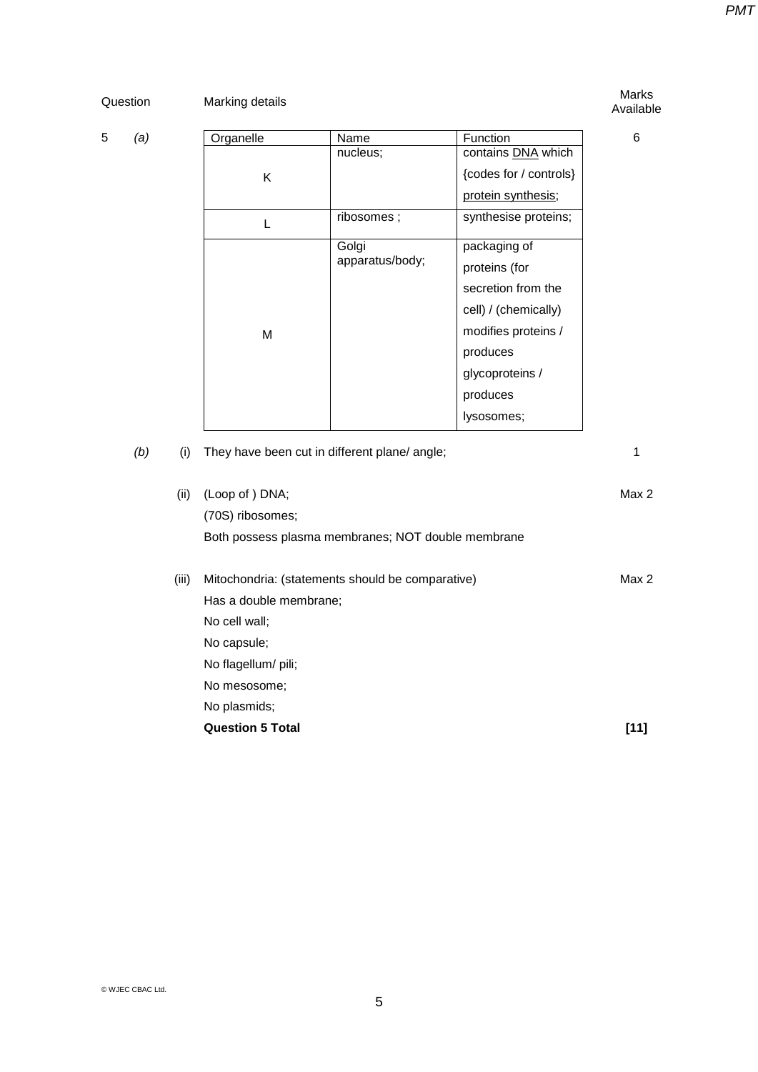| Question | | | Marking details | Marks Available |
|---|---|---|---|---|
| 5 | (a) | | | 6 |

| Organelle | Name | Function |
|---|---|---|
| K | nucleus; | contains DNA which {codes for / controls} protein synthesis; |
| L | ribosomes ; | synthesise proteins; |
| M | Golgi apparatus/body; | packaging of proteins (for secretion from the cell) / (chemically) modifies proteins / produces glycoproteins / produces lysosomes; |

(b) (i) They have been cut in different plane/ angle; — 1

(ii) (Loop of ) DNA; — Max 2

(70S) ribosomes;

Both possess plasma membranes; NOT double membrane

(iii) Mitochondria: (statements should be comparative) — Max 2

Has a double membrane;

No cell wall;

No capsule;

No flagellum/ pili;

No mesosome;

No plasmids;

**Question 5 Total** **[11]**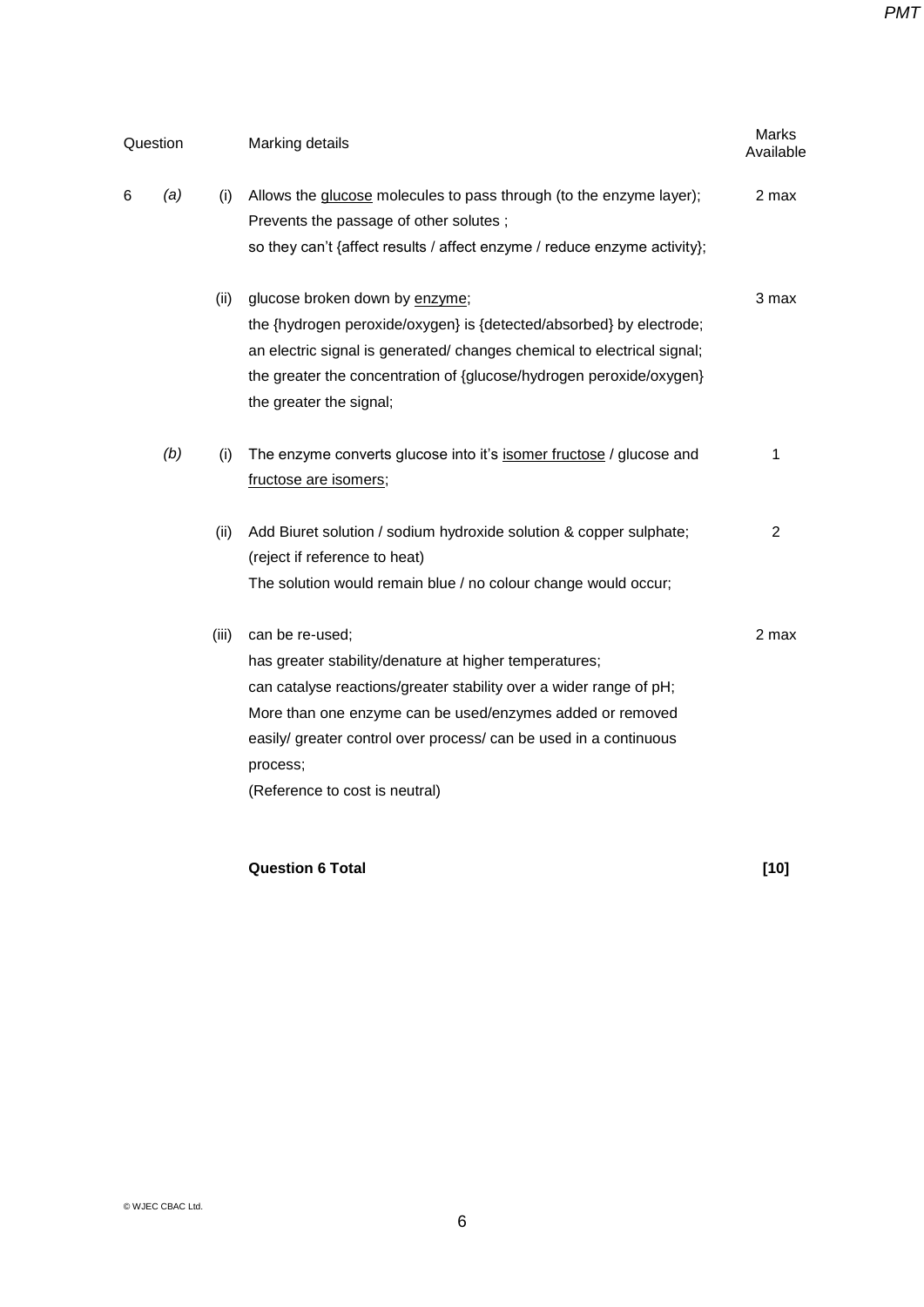| Question | | | Marking details | Marks Available |
|---|---|---|---|---|
| 6 | *(a)* | (i) | Allows the <u>glucose</u> molecules to pass through (to the enzyme layer);<br>Prevents the passage of other solutes ;<br>so they can't {affect results / affect enzyme / reduce enzyme activity}; | 2 max |
| | | (ii) | glucose broken down by <u>enzyme</u>;<br>the {hydrogen peroxide/oxygen} is {detected/absorbed} by electrode;<br>an electric signal is generated/ changes chemical to electrical signal;<br>the greater the concentration of {glucose/hydrogen peroxide/oxygen} the greater the signal; | 3 max |
| | *(b)* | (i) | The enzyme converts glucose into it's <u>isomer fructose</u> / glucose and <u>fructose are isomers</u>; | 1 |
| | | (ii) | Add Biuret solution / sodium hydroxide solution & copper sulphate;<br>(reject if reference to heat)<br>The solution would remain blue / no colour change would occur; | 2 |
| | | (iii) | can be re-used;<br>has greater stability/denature at higher temperatures;<br>can catalyse reactions/greater stability over a wider range of pH;<br>More than one enzyme can be used/enzymes added or removed easily/ greater control over process/ can be used in a continuous process;<br>(Reference to cost is neutral) | 2 max |
| | | | **Question 6 Total** | **[10]** |

© WJEC CBAC Ltd.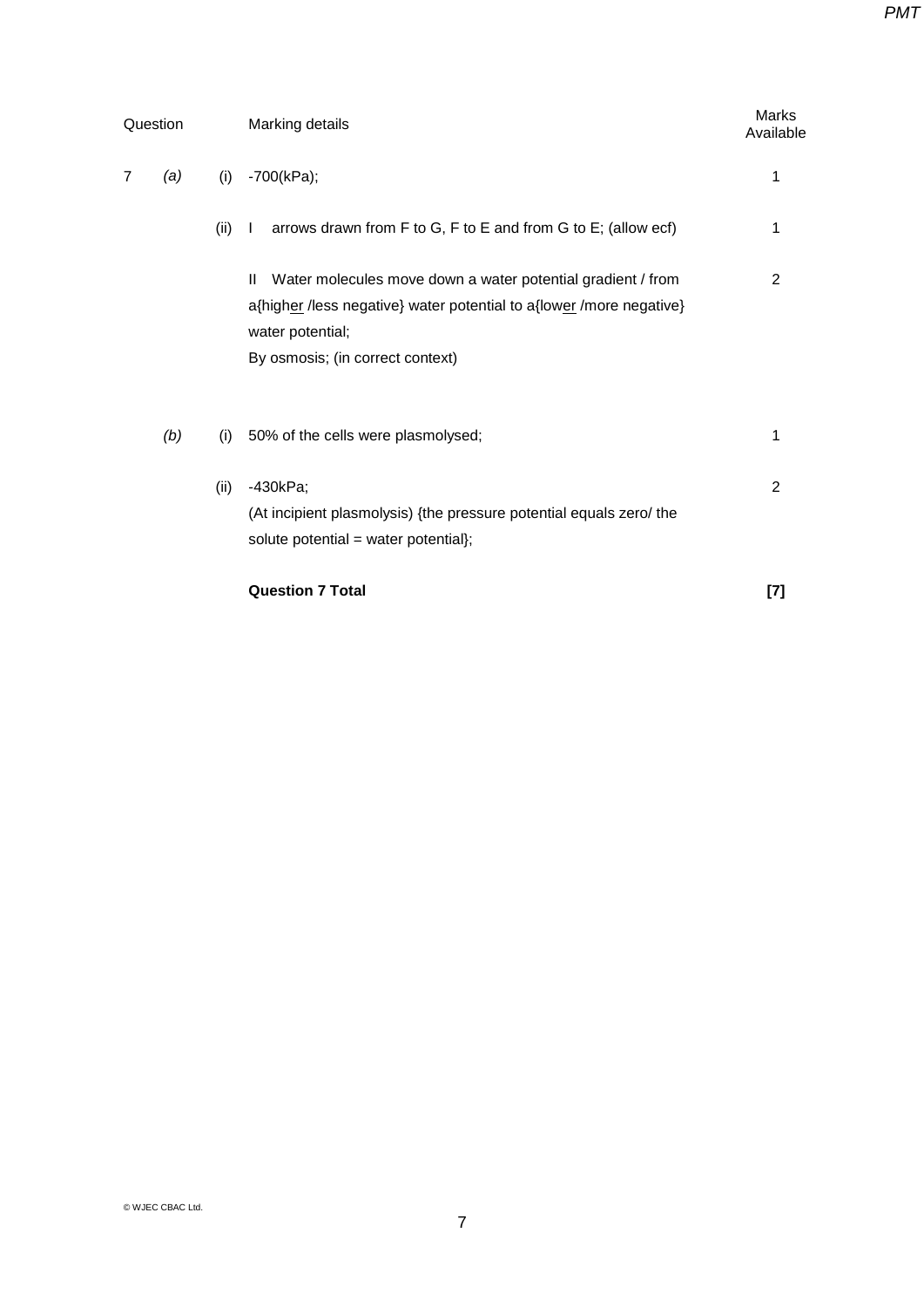| Question | | | Marking details | Marks Available |
|---|---|---|---|---|
| 7 | *(a)* | (i) | -700(kPa); | 1 |
| | | (ii) | I arrows drawn from F to G, F to E and from G to E; (allow ecf) | 1 |
| | | | II Water molecules move down a water potential gradient / from a{high<u>er</u> /less negative} water potential to a{low<u>er</u> /more negative} water potential;<br>By osmosis; (in correct context) | 2 |
| | *(b)* | (i) | 50% of the cells were plasmolysed; | 1 |
| | | (ii) | -430kPa;<br>(At incipient plasmolysis) {the pressure potential equals zero/ the solute potential = water potential}; | 2 |
| | | | **Question 7 Total** | **[7]** |

© WJEC CBAC Ltd.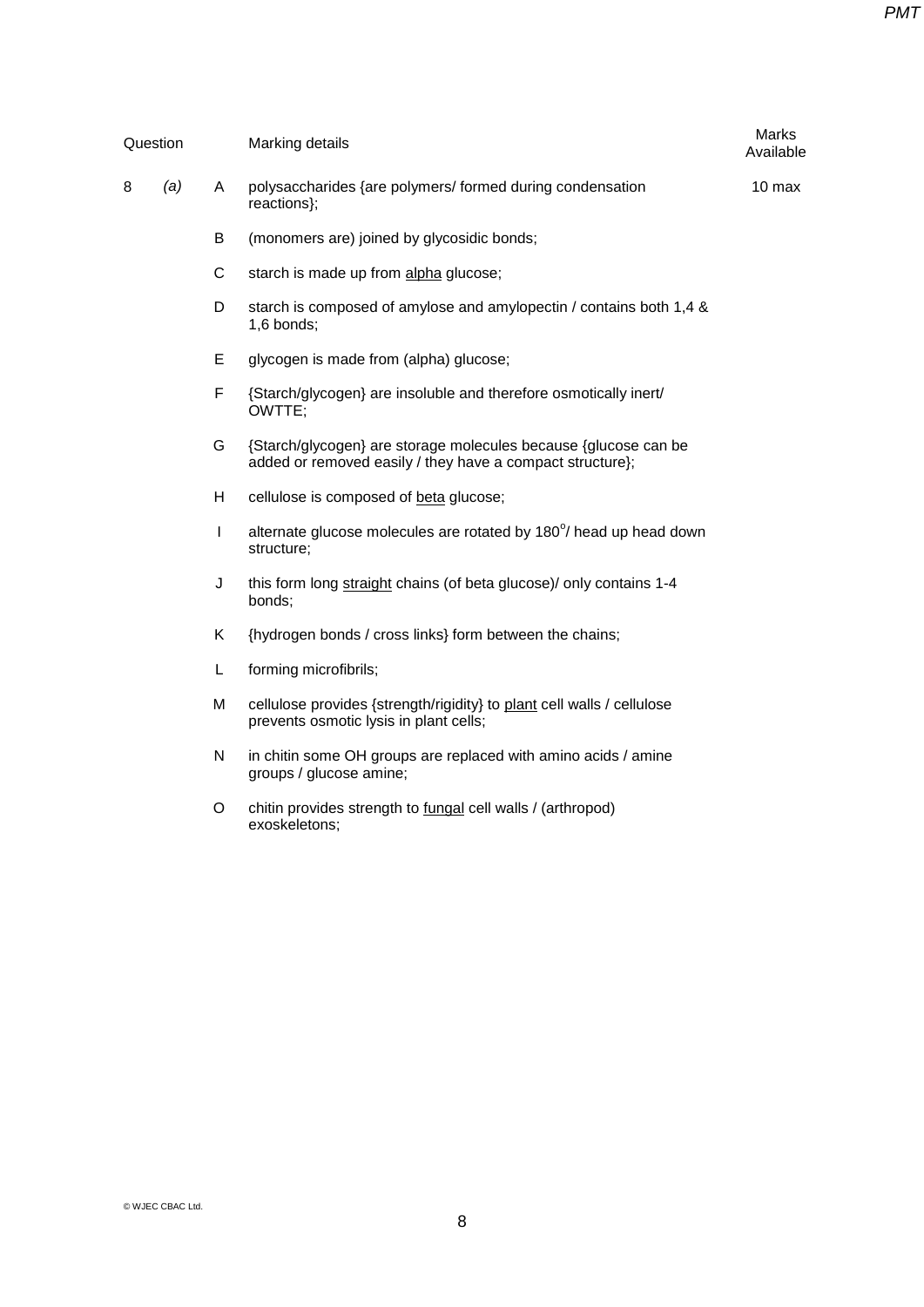| Question | | | Marking details | Marks Available |
|---|---|---|---|---|
| 8 | *(a)* | A | polysaccharides {are polymers/ formed during condensation reactions}; | 10 max |
| | | B | (monomers are) joined by glycosidic bonds; | |
| | | C | starch is made up from alpha glucose; | |
| | | D | starch is composed of amylose and amylopectin / contains both 1,4 & 1,6 bonds; | |
| | | E | glycogen is made from (alpha) glucose; | |
| | | F | {Starch/glycogen} are insoluble and therefore osmotically inert/ OWTTE; | |
| | | G | {Starch/glycogen} are storage molecules because {glucose can be added or removed easily / they have a compact structure}; | |
| | | H | cellulose is composed of beta glucose; | |
| | | I | alternate glucose molecules are rotated by 180°/ head up head down structure; | |
| | | J | this form long straight chains (of beta glucose)/ only contains 1-4 bonds; | |
| | | K | {hydrogen bonds / cross links} form between the chains; | |
| | | L | forming microfibrils; | |
| | | M | cellulose provides {strength/rigidity} to plant cell walls / cellulose prevents osmotic lysis in plant cells; | |
| | | N | in chitin some OH groups are replaced with amino acids / amine groups / glucose amine; | |
| | | O | chitin provides strength to fungal cell walls / (arthropod) exoskeletons; | |

© WJEC CBAC Ltd.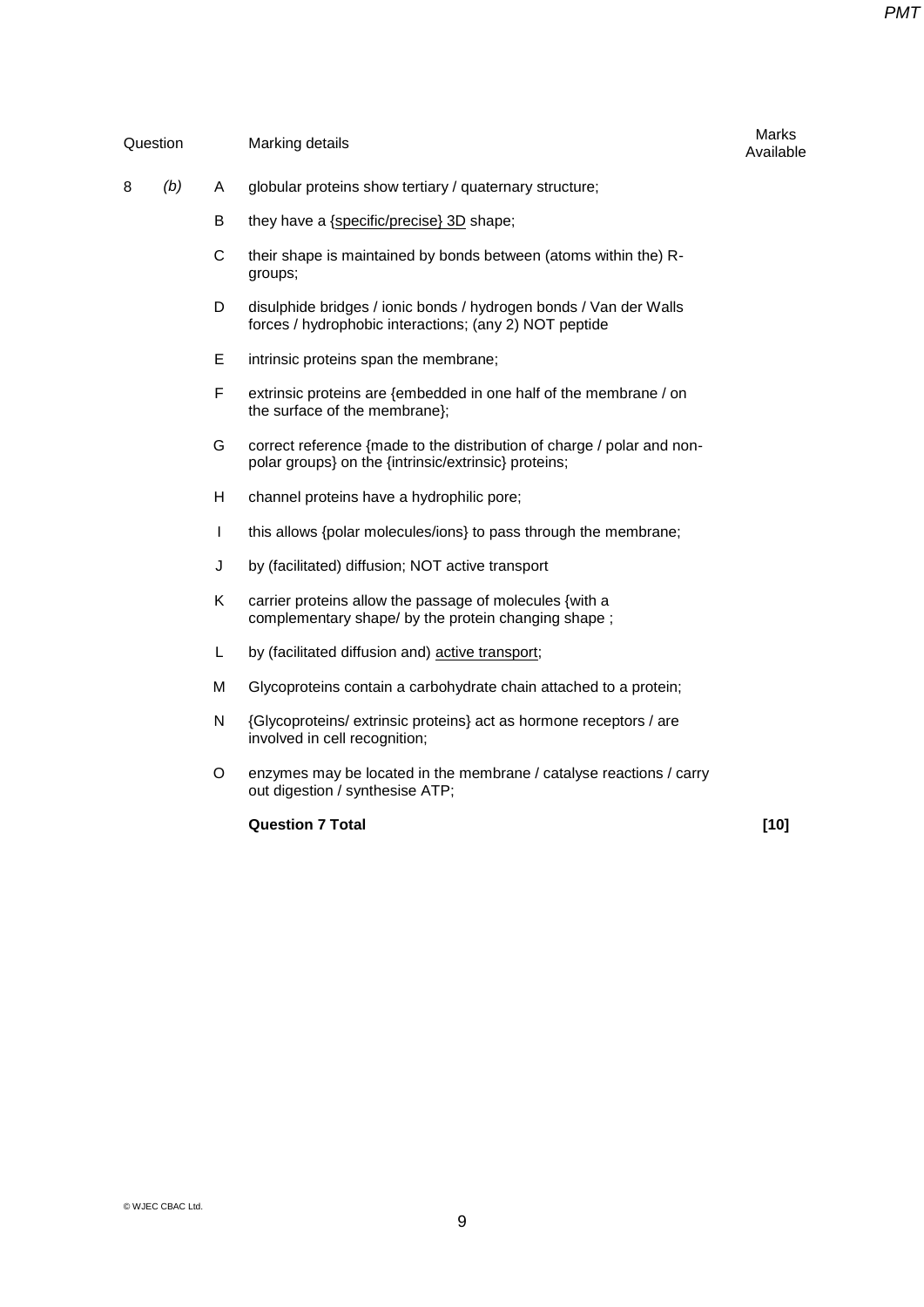| Question | | | Marking details | Marks Available |
|---|---|---|---|---|
| 8 | *(b)* | A | globular proteins show tertiary / quaternary structure; | |
| | | B | they have a {specific/precise} 3D shape; | |
| | | C | their shape is maintained by bonds between (atoms within the) R-groups; | |
| | | D | disulphide bridges / ionic bonds / hydrogen bonds / Van der Walls forces / hydrophobic interactions; (any 2) NOT peptide | |
| | | E | intrinsic proteins span the membrane; | |
| | | F | extrinsic proteins are {embedded in one half of the membrane / on the surface of the membrane}; | |
| | | G | correct reference {made to the distribution of charge / polar and non-polar groups} on the {intrinsic/extrinsic} proteins; | |
| | | H | channel proteins have a hydrophilic pore; | |
| | | I | this allows {polar molecules/ions} to pass through the membrane; | |
| | | J | by (facilitated) diffusion; NOT active transport | |
| | | K | carrier proteins allow the passage of molecules {with a complementary shape/ by the protein changing shape ; | |
| | | L | by (facilitated diffusion and) active transport; | |
| | | M | Glycoproteins contain a carbohydrate chain attached to a protein; | |
| | | N | {Glycoproteins/ extrinsic proteins} act as hormone receptors / are involved in cell recognition; | |
| | | O | enzymes may be located in the membrane / catalyse reactions / carry out digestion / synthesise ATP; | |
| | | | **Question 7 Total** | **[10]** |